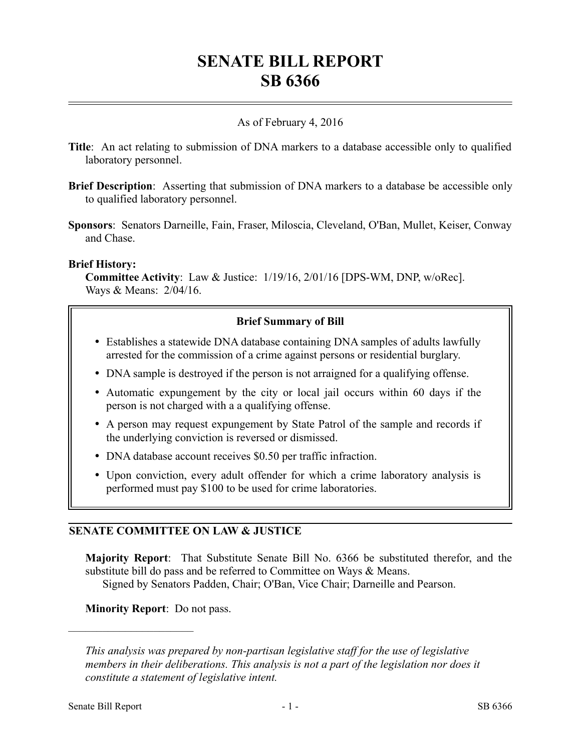# SENATE BILL REPORT
# SB 6366

As of February 4, 2016

**Title**: An act relating to submission of DNA markers to a database accessible only to qualified laboratory personnel.

**Brief Description**: Asserting that submission of DNA markers to a database be accessible only to qualified laboratory personnel.

**Sponsors**: Senators Darneille, Fain, Fraser, Miloscia, Cleveland, O'Ban, Mullet, Keiser, Conway and Chase.

**Brief History:**

**Committee Activity**: Law & Justice: 1/19/16, 2/01/16 [DPS-WM, DNP, w/oRec].
Ways & Means: 2/04/16.

### Brief Summary of Bill

- Establishes a statewide DNA database containing DNA samples of adults lawfully arrested for the commission of a crime against persons or residential burglary.
- DNA sample is destroyed if the person is not arraigned for a qualifying offense.
- Automatic expungement by the city or local jail occurs within 60 days if the person is not charged with a a qualifying offense.
- A person may request expungement by State Patrol of the sample and records if the underlying conviction is reversed or dismissed.
- DNA database account receives $0.50 per traffic infraction.
- Upon conviction, every adult offender for which a crime laboratory analysis is performed must pay $100 to be used for crime laboratories.

## SENATE COMMITTEE ON LAW & JUSTICE

**Majority Report**: That Substitute Senate Bill No. 6366 be substituted therefor, and the substitute bill do pass and be referred to Committee on Ways & Means.
Signed by Senators Padden, Chair; O'Ban, Vice Chair; Darneille and Pearson.

**Minority Report**: Do not pass.

---

*This analysis was prepared by non-partisan legislative staff for the use of legislative members in their deliberations. This analysis is not a part of the legislation nor does it constitute a statement of legislative intent.*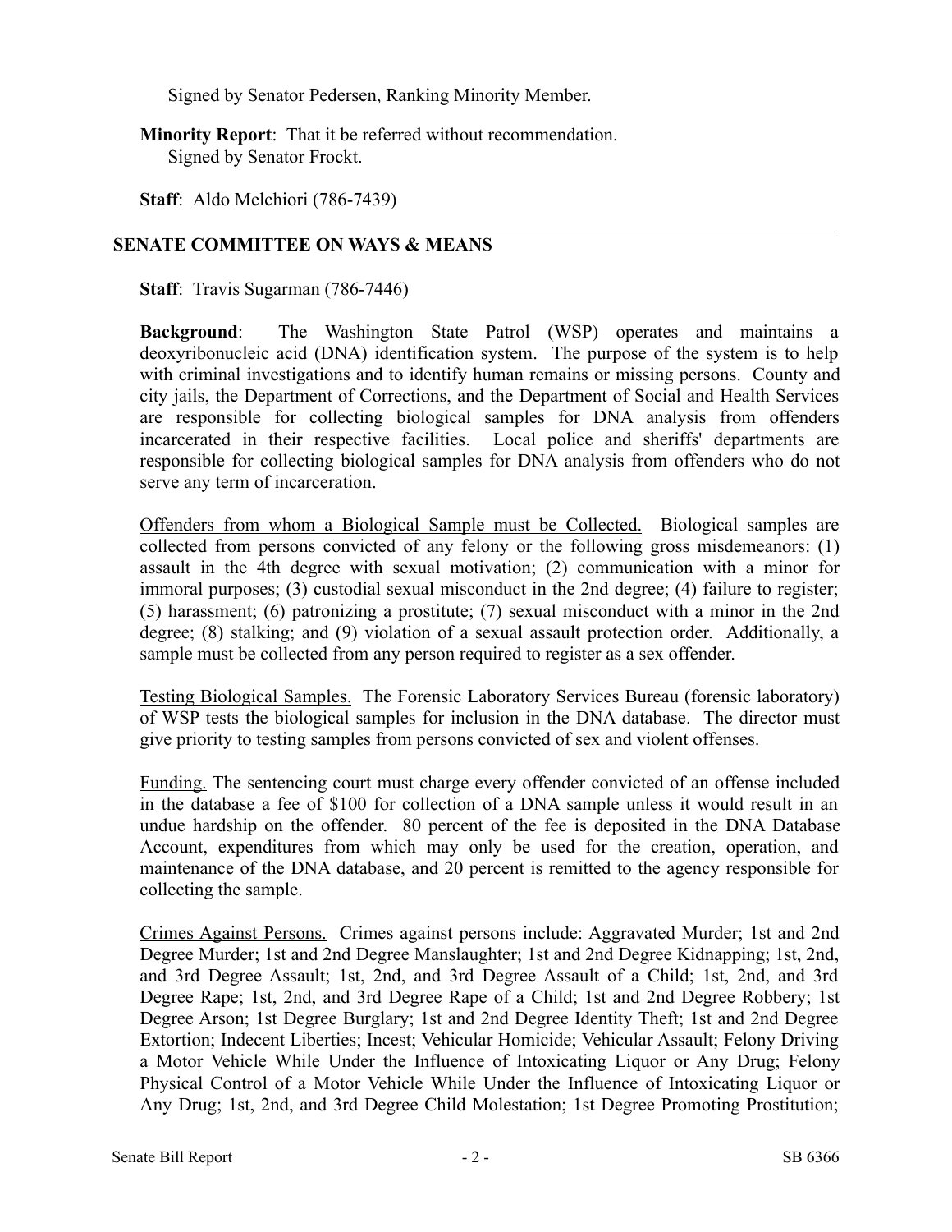Signed by Senator Pedersen, Ranking Minority Member.

**Minority Report**: That it be referred without recommendation.
Signed by Senator Frockt.

**Staff**: Aldo Melchiori (786-7439)

---

## SENATE COMMITTEE ON WAYS & MEANS

**Staff**: Travis Sugarman (786-7446)

**Background**: The Washington State Patrol (WSP) operates and maintains a deoxyribonucleic acid (DNA) identification system. The purpose of the system is to help with criminal investigations and to identify human remains or missing persons. County and city jails, the Department of Corrections, and the Department of Social and Health Services are responsible for collecting biological samples for DNA analysis from offenders incarcerated in their respective facilities. Local police and sheriffs' departments are responsible for collecting biological samples for DNA analysis from offenders who do not serve any term of incarceration.

Offenders from whom a Biological Sample must be Collected. Biological samples are collected from persons convicted of any felony or the following gross misdemeanors: (1) assault in the 4th degree with sexual motivation; (2) communication with a minor for immoral purposes; (3) custodial sexual misconduct in the 2nd degree; (4) failure to register; (5) harassment; (6) patronizing a prostitute; (7) sexual misconduct with a minor in the 2nd degree; (8) stalking; and (9) violation of a sexual assault protection order. Additionally, a sample must be collected from any person required to register as a sex offender.

Testing Biological Samples. The Forensic Laboratory Services Bureau (forensic laboratory) of WSP tests the biological samples for inclusion in the DNA database. The director must give priority to testing samples from persons convicted of sex and violent offenses.

Funding. The sentencing court must charge every offender convicted of an offense included in the database a fee of $100 for collection of a DNA sample unless it would result in an undue hardship on the offender. 80 percent of the fee is deposited in the DNA Database Account, expenditures from which may only be used for the creation, operation, and maintenance of the DNA database, and 20 percent is remitted to the agency responsible for collecting the sample.

Crimes Against Persons. Crimes against persons include: Aggravated Murder; 1st and 2nd Degree Murder; 1st and 2nd Degree Manslaughter; 1st and 2nd Degree Kidnapping; 1st, 2nd, and 3rd Degree Assault; 1st, 2nd, and 3rd Degree Assault of a Child; 1st, 2nd, and 3rd Degree Rape; 1st, 2nd, and 3rd Degree Rape of a Child; 1st and 2nd Degree Robbery; 1st Degree Arson; 1st Degree Burglary; 1st and 2nd Degree Identity Theft; 1st and 2nd Degree Extortion; Indecent Liberties; Incest; Vehicular Homicide; Vehicular Assault; Felony Driving a Motor Vehicle While Under the Influence of Intoxicating Liquor or Any Drug; Felony Physical Control of a Motor Vehicle While Under the Influence of Intoxicating Liquor or Any Drug; 1st, 2nd, and 3rd Degree Child Molestation; 1st Degree Promoting Prostitution;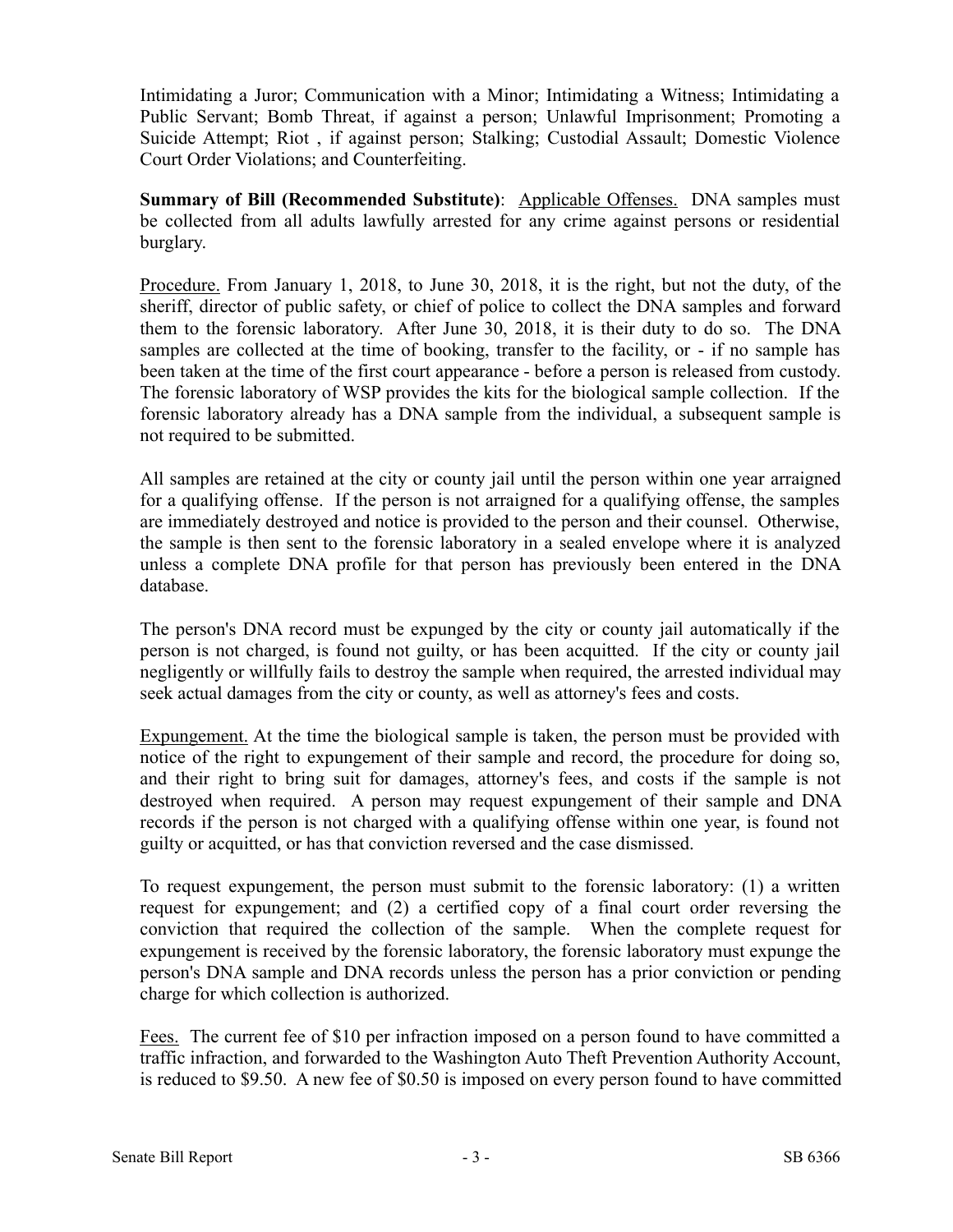Intimidating a Juror; Communication with a Minor; Intimidating a Witness; Intimidating a Public Servant; Bomb Threat, if against a person; Unlawful Imprisonment; Promoting a Suicide Attempt; Riot , if against person; Stalking; Custodial Assault; Domestic Violence Court Order Violations; and Counterfeiting.

**Summary of Bill (Recommended Substitute)**: Applicable Offenses. DNA samples must be collected from all adults lawfully arrested for any crime against persons or residential burglary.

Procedure. From January 1, 2018, to June 30, 2018, it is the right, but not the duty, of the sheriff, director of public safety, or chief of police to collect the DNA samples and forward them to the forensic laboratory. After June 30, 2018, it is their duty to do so. The DNA samples are collected at the time of booking, transfer to the facility, or - if no sample has been taken at the time of the first court appearance - before a person is released from custody. The forensic laboratory of WSP provides the kits for the biological sample collection. If the forensic laboratory already has a DNA sample from the individual, a subsequent sample is not required to be submitted.

All samples are retained at the city or county jail until the person within one year arraigned for a qualifying offense. If the person is not arraigned for a qualifying offense, the samples are immediately destroyed and notice is provided to the person and their counsel. Otherwise, the sample is then sent to the forensic laboratory in a sealed envelope where it is analyzed unless a complete DNA profile for that person has previously been entered in the DNA database.

The person's DNA record must be expunged by the city or county jail automatically if the person is not charged, is found not guilty, or has been acquitted. If the city or county jail negligently or willfully fails to destroy the sample when required, the arrested individual may seek actual damages from the city or county, as well as attorney's fees and costs.

Expungement. At the time the biological sample is taken, the person must be provided with notice of the right to expungement of their sample and record, the procedure for doing so, and their right to bring suit for damages, attorney's fees, and costs if the sample is not destroyed when required. A person may request expungement of their sample and DNA records if the person is not charged with a qualifying offense within one year, is found not guilty or acquitted, or has that conviction reversed and the case dismissed.

To request expungement, the person must submit to the forensic laboratory: (1) a written request for expungement; and (2) a certified copy of a final court order reversing the conviction that required the collection of the sample. When the complete request for expungement is received by the forensic laboratory, the forensic laboratory must expunge the person's DNA sample and DNA records unless the person has a prior conviction or pending charge for which collection is authorized.

Fees. The current fee of $10 per infraction imposed on a person found to have committed a traffic infraction, and forwarded to the Washington Auto Theft Prevention Authority Account, is reduced to $9.50. A new fee of $0.50 is imposed on every person found to have committed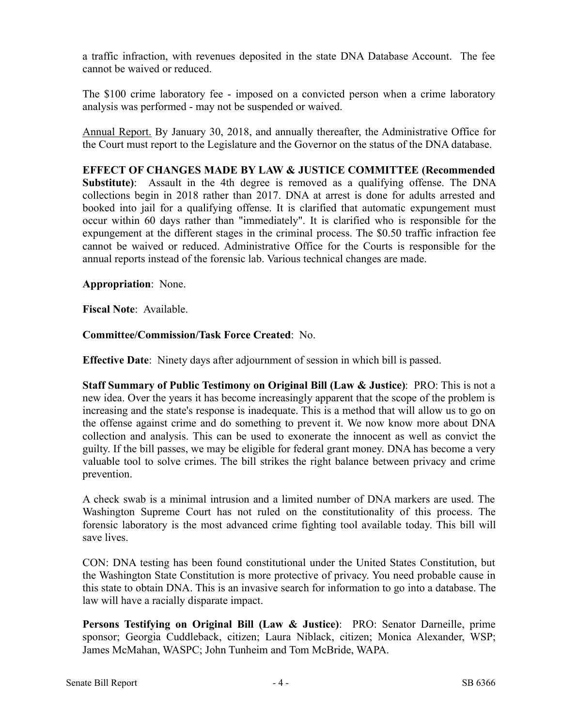a traffic infraction, with revenues deposited in the state DNA Database Account. The fee cannot be waived or reduced.

The $100 crime laboratory fee - imposed on a convicted person when a crime laboratory analysis was performed - may not be suspended or waived.

Annual Report. By January 30, 2018, and annually thereafter, the Administrative Office for the Court must report to the Legislature and the Governor on the status of the DNA database.

**EFFECT OF CHANGES MADE BY LAW & JUSTICE COMMITTEE (Recommended Substitute)**: Assault in the 4th degree is removed as a qualifying offense. The DNA collections begin in 2018 rather than 2017. DNA at arrest is done for adults arrested and booked into jail for a qualifying offense. It is clarified that automatic expungement must occur within 60 days rather than "immediately". It is clarified who is responsible for the expungement at the different stages in the criminal process. The $0.50 traffic infraction fee cannot be waived or reduced. Administrative Office for the Courts is responsible for the annual reports instead of the forensic lab. Various technical changes are made.

**Appropriation**: None.

**Fiscal Note**: Available.

**Committee/Commission/Task Force Created**: No.

**Effective Date**: Ninety days after adjournment of session in which bill is passed.

**Staff Summary of Public Testimony on Original Bill (Law & Justice)**: PRO: This is not a new idea. Over the years it has become increasingly apparent that the scope of the problem is increasing and the state's response is inadequate. This is a method that will allow us to go on the offense against crime and do something to prevent it. We now know more about DNA collection and analysis. This can be used to exonerate the innocent as well as convict the guilty. If the bill passes, we may be eligible for federal grant money. DNA has become a very valuable tool to solve crimes. The bill strikes the right balance between privacy and crime prevention.

A check swab is a minimal intrusion and a limited number of DNA markers are used. The Washington Supreme Court has not ruled on the constitutionality of this process. The forensic laboratory is the most advanced crime fighting tool available today. This bill will save lives.

CON: DNA testing has been found constitutional under the United States Constitution, but the Washington State Constitution is more protective of privacy. You need probable cause in this state to obtain DNA. This is an invasive search for information to go into a database. The law will have a racially disparate impact.

**Persons Testifying on Original Bill (Law & Justice)**: PRO: Senator Darneille, prime sponsor; Georgia Cuddleback, citizen; Laura Niblack, citizen; Monica Alexander, WSP; James McMahan, WASPC; John Tunheim and Tom McBride, WAPA.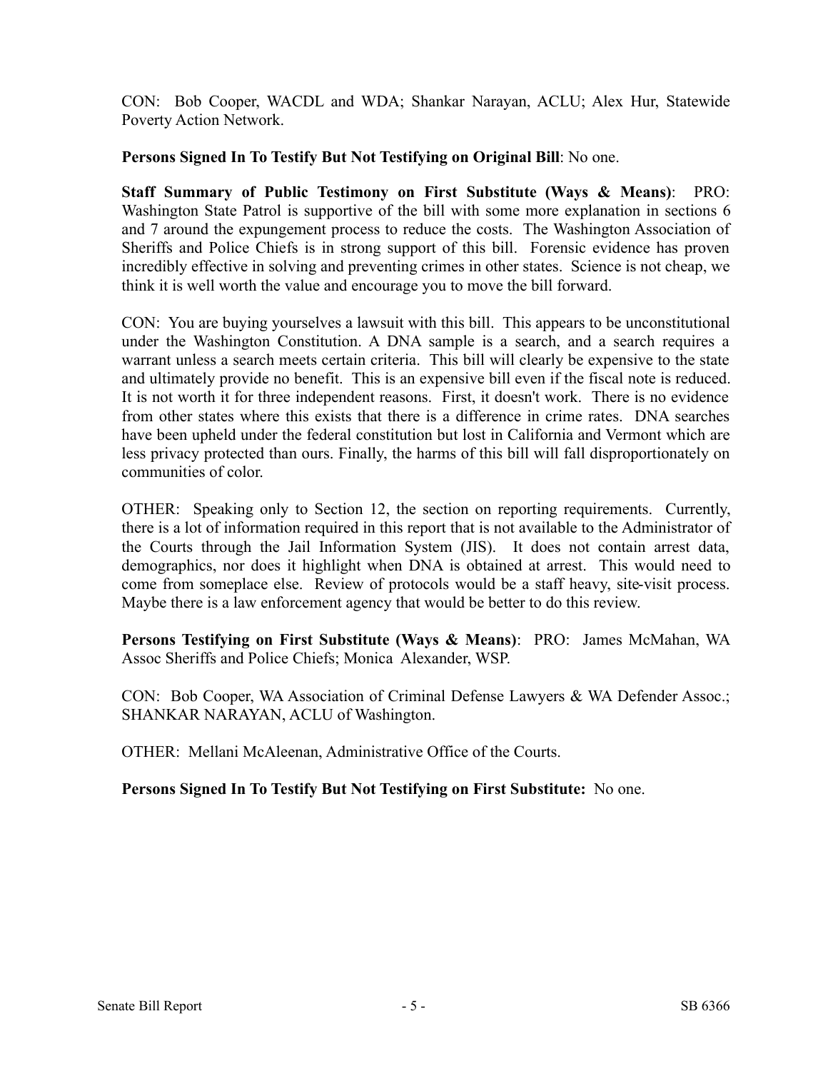CON: Bob Cooper, WACDL and WDA; Shankar Narayan, ACLU; Alex Hur, Statewide Poverty Action Network.

**Persons Signed In To Testify But Not Testifying on Original Bill**: No one.

**Staff Summary of Public Testimony on First Substitute (Ways & Means)**: PRO: Washington State Patrol is supportive of the bill with some more explanation in sections 6 and 7 around the expungement process to reduce the costs. The Washington Association of Sheriffs and Police Chiefs is in strong support of this bill. Forensic evidence has proven incredibly effective in solving and preventing crimes in other states. Science is not cheap, we think it is well worth the value and encourage you to move the bill forward.

CON: You are buying yourselves a lawsuit with this bill. This appears to be unconstitutional under the Washington Constitution. A DNA sample is a search, and a search requires a warrant unless a search meets certain criteria. This bill will clearly be expensive to the state and ultimately provide no benefit. This is an expensive bill even if the fiscal note is reduced. It is not worth it for three independent reasons. First, it doesn't work. There is no evidence from other states where this exists that there is a difference in crime rates. DNA searches have been upheld under the federal constitution but lost in California and Vermont which are less privacy protected than ours. Finally, the harms of this bill will fall disproportionately on communities of color.

OTHER: Speaking only to Section 12, the section on reporting requirements. Currently, there is a lot of information required in this report that is not available to the Administrator of the Courts through the Jail Information System (JIS). It does not contain arrest data, demographics, nor does it highlight when DNA is obtained at arrest. This would need to come from someplace else. Review of protocols would be a staff heavy, site-visit process. Maybe there is a law enforcement agency that would be better to do this review.

**Persons Testifying on First Substitute (Ways & Means)**: PRO: James McMahan, WA Assoc Sheriffs and Police Chiefs; Monica Alexander, WSP.

CON: Bob Cooper, WA Association of Criminal Defense Lawyers & WA Defender Assoc.; SHANKAR NARAYAN, ACLU of Washington.

OTHER: Mellani McAleenan, Administrative Office of the Courts.

**Persons Signed In To Testify But Not Testifying on First Substitute:** No one.